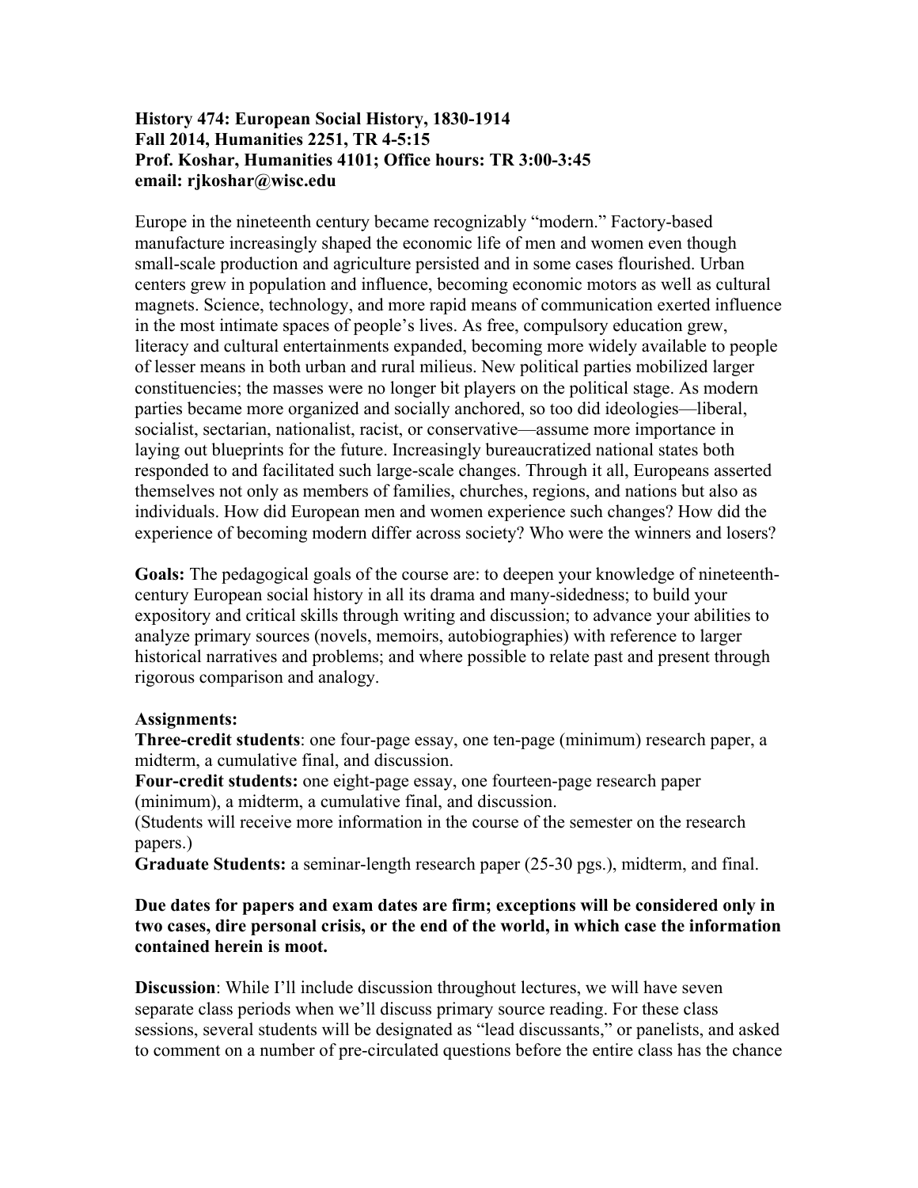**History 474: European Social History, 1830-1914**
**Fall 2014, Humanities 2251, TR 4-5:15**
**Prof. Koshar, Humanities 4101; Office hours: TR 3:00-3:45**
**email: rjkoshar@wisc.edu**

Europe in the nineteenth century became recognizably "modern." Factory-based manufacture increasingly shaped the economic life of men and women even though small-scale production and agriculture persisted and in some cases flourished. Urban centers grew in population and influence, becoming economic motors as well as cultural magnets. Science, technology, and more rapid means of communication exerted influence in the most intimate spaces of people's lives. As free, compulsory education grew, literacy and cultural entertainments expanded, becoming more widely available to people of lesser means in both urban and rural milieus. New political parties mobilized larger constituencies; the masses were no longer bit players on the political stage. As modern parties became more organized and socially anchored, so too did ideologies—liberal, socialist, sectarian, nationalist, racist, or conservative—assume more importance in laying out blueprints for the future. Increasingly bureaucratized national states both responded to and facilitated such large-scale changes. Through it all, Europeans asserted themselves not only as members of families, churches, regions, and nations but also as individuals. How did European men and women experience such changes? How did the experience of becoming modern differ across society? Who were the winners and losers?

**Goals:** The pedagogical goals of the course are: to deepen your knowledge of nineteenth-century European social history in all its drama and many-sidedness; to build your expository and critical skills through writing and discussion; to advance your abilities to analyze primary sources (novels, memoirs, autobiographies) with reference to larger historical narratives and problems; and where possible to relate past and present through rigorous comparison and analogy.

**Assignments:**
**Three-credit students**: one four-page essay, one ten-page (minimum) research paper, a midterm, a cumulative final, and discussion.
**Four-credit students:** one eight-page essay, one fourteen-page research paper (minimum), a midterm, a cumulative final, and discussion.
(Students will receive more information in the course of the semester on the research papers.)
**Graduate Students:** a seminar-length research paper (25-30 pgs.), midterm, and final.

**Due dates for papers and exam dates are firm; exceptions will be considered only in two cases, dire personal crisis, or the end of the world, in which case the information contained herein is moot.**

**Discussion**: While I'll include discussion throughout lectures, we will have seven separate class periods when we'll discuss primary source reading. For these class sessions, several students will be designated as "lead discussants," or panelists, and asked to comment on a number of pre-circulated questions before the entire class has the chance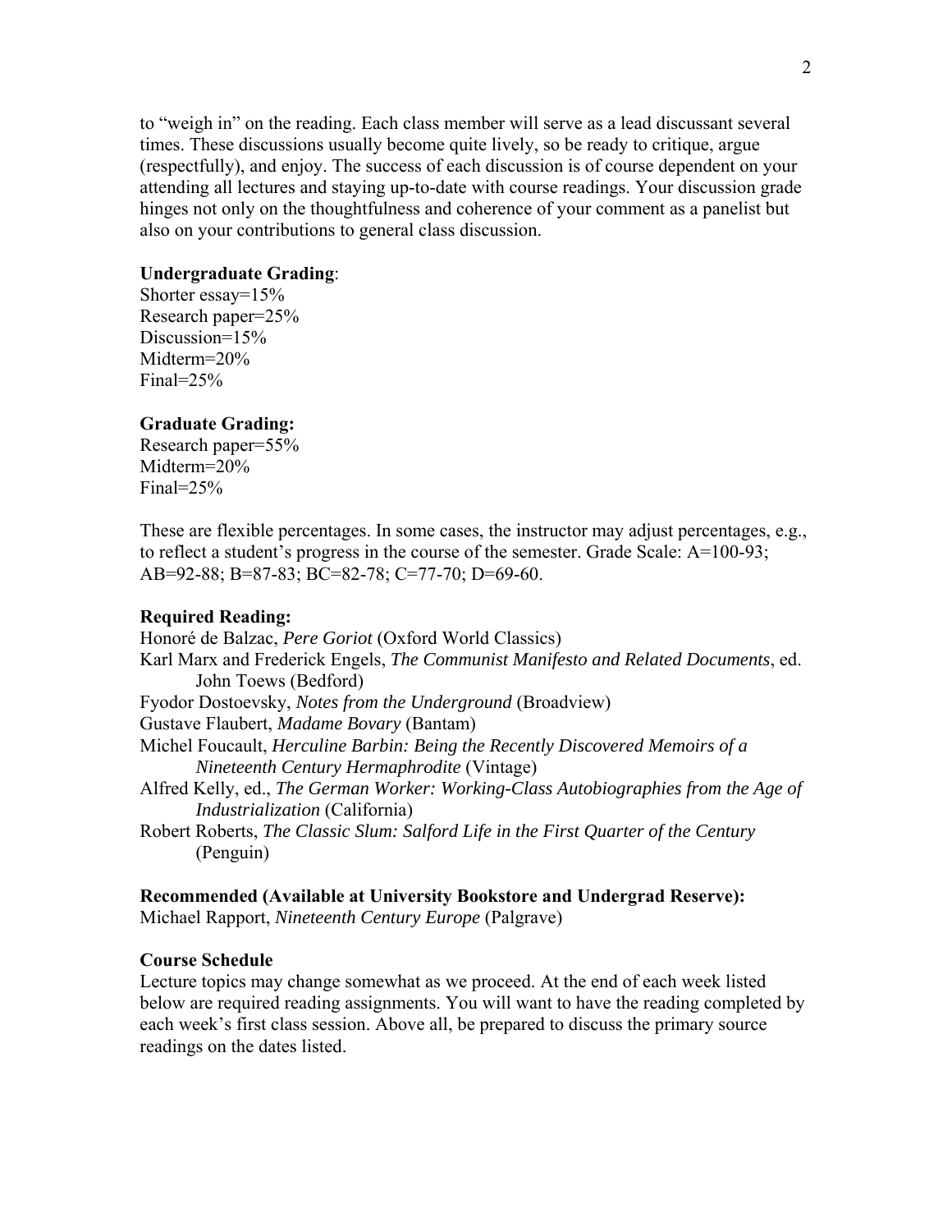to "weigh in" on the reading. Each class member will serve as a lead discussant several times. These discussions usually become quite lively, so be ready to critique, argue (respectfully), and enjoy. The success of each discussion is of course dependent on your attending all lectures and staying up-to-date with course readings. Your discussion grade hinges not only on the thoughtfulness and coherence of your comment as a panelist but also on your contributions to general class discussion.

**Undergraduate Grading**:
Shorter essay=15%
Research paper=25%
Discussion=15%
Midterm=20%
Final=25%

**Graduate Grading:**
Research paper=55%
Midterm=20%
Final=25%

These are flexible percentages. In some cases, the instructor may adjust percentages, e.g., to reflect a student's progress in the course of the semester. Grade Scale: A=100-93; AB=92-88; B=87-83; BC=82-78; C=77-70; D=69-60.

**Required Reading:**
Honoré de Balzac, *Pere Goriot* (Oxford World Classics)
Karl Marx and Frederick Engels, *The Communist Manifesto and Related Documents*, ed. John Toews (Bedford)
Fyodor Dostoevsky, *Notes from the Underground* (Broadview)
Gustave Flaubert, *Madame Bovary* (Bantam)
Michel Foucault, *Herculine Barbin: Being the Recently Discovered Memoirs of a Nineteenth Century Hermaphrodite* (Vintage)
Alfred Kelly, ed., *The German Worker: Working-Class Autobiographies from the Age of Industrialization* (California)
Robert Roberts, *The Classic Slum: Salford Life in the First Quarter of the Century* (Penguin)

**Recommended (Available at University Bookstore and Undergrad Reserve):**
Michael Rapport, *Nineteenth Century Europe* (Palgrave)

**Course Schedule**
Lecture topics may change somewhat as we proceed. At the end of each week listed below are required reading assignments. You will want to have the reading completed by each week's first class session. Above all, be prepared to discuss the primary source readings on the dates listed.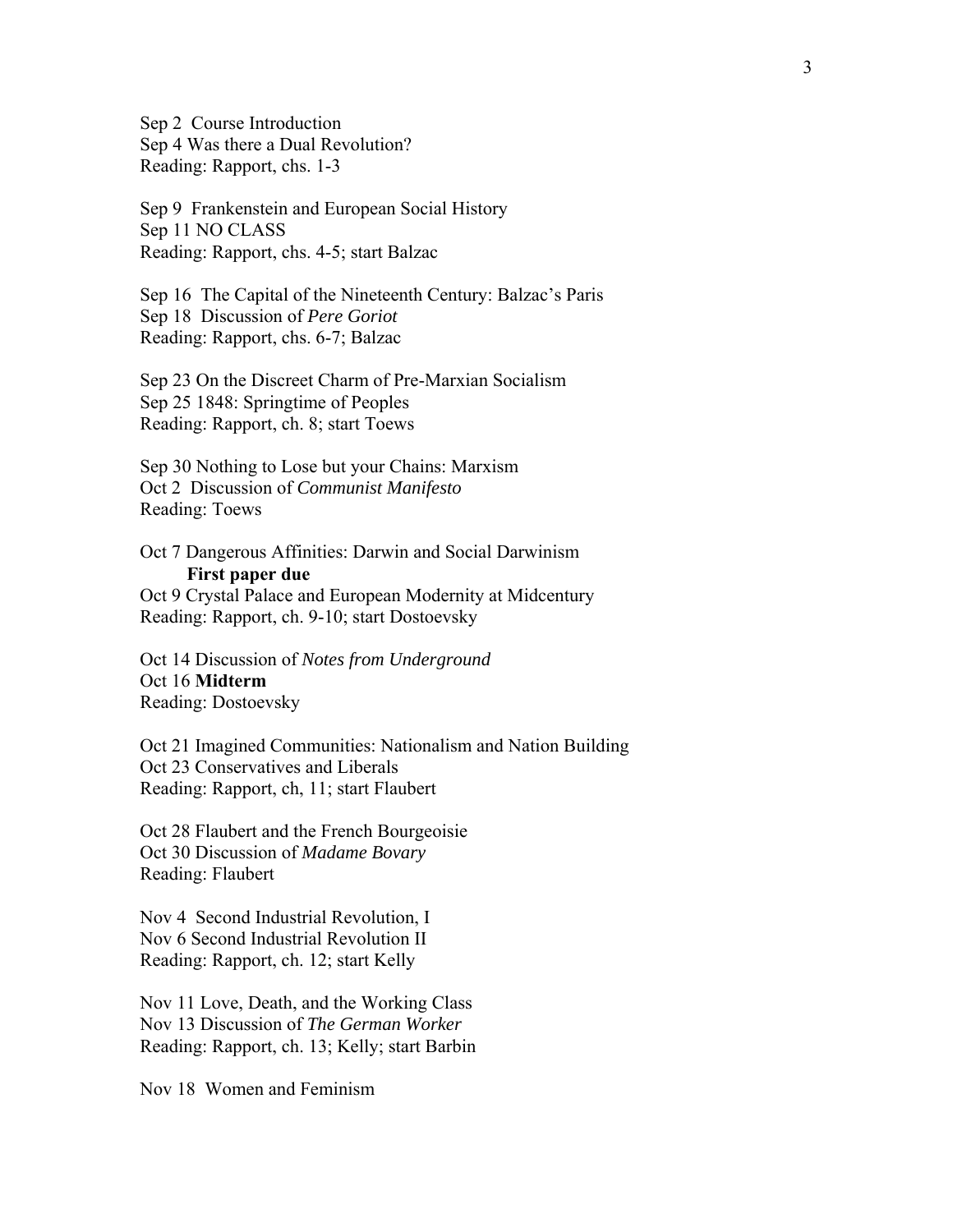Sep 2 Course Introduction
Sep 4 Was there a Dual Revolution?
Reading: Rapport, chs. 1-3

Sep 9 Frankenstein and European Social History
Sep 11 NO CLASS
Reading: Rapport, chs. 4-5; start Balzac

Sep 16 The Capital of the Nineteenth Century: Balzac's Paris
Sep 18 Discussion of *Pere Goriot*
Reading: Rapport, chs. 6-7; Balzac

Sep 23 On the Discreet Charm of Pre-Marxian Socialism
Sep 25 1848: Springtime of Peoples
Reading: Rapport, ch. 8; start Toews

Sep 30 Nothing to Lose but your Chains: Marxism
Oct 2 Discussion of *Communist Manifesto*
Reading: Toews

Oct 7 Dangerous Affinities: Darwin and Social Darwinism
**First paper due**
Oct 9 Crystal Palace and European Modernity at Midcentury
Reading: Rapport, ch. 9-10; start Dostoevsky

Oct 14 Discussion of *Notes from Underground*
Oct 16 **Midterm**
Reading: Dostoevsky

Oct 21 Imagined Communities: Nationalism and Nation Building
Oct 23 Conservatives and Liberals
Reading: Rapport, ch, 11; start Flaubert

Oct 28 Flaubert and the French Bourgeoisie
Oct 30 Discussion of *Madame Bovary*
Reading: Flaubert

Nov 4 Second Industrial Revolution, I
Nov 6 Second Industrial Revolution II
Reading: Rapport, ch. 12; start Kelly

Nov 11 Love, Death, and the Working Class
Nov 13 Discussion of *The German Worker*
Reading: Rapport, ch. 13; Kelly; start Barbin

Nov 18 Women and Feminism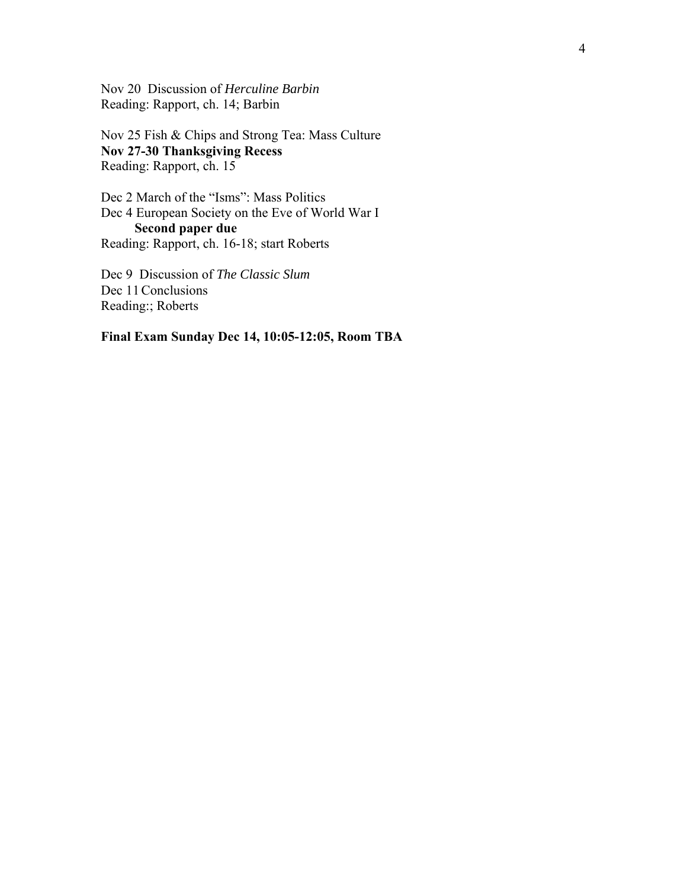Nov 20 Discussion of *Herculine Barbin*
Reading: Rapport, ch. 14; Barbin

Nov 25 Fish & Chips and Strong Tea: Mass Culture
**Nov 27-30 Thanksgiving Recess**
Reading: Rapport, ch. 15

Dec 2 March of the "Isms": Mass Politics
Dec 4 European Society on the Eve of World War I
    **Second paper due**
Reading: Rapport, ch. 16-18; start Roberts

Dec 9 Discussion of *The Classic Slum*
Dec 11 Conclusions
Reading:; Roberts

**Final Exam Sunday Dec 14, 10:05-12:05, Room TBA**